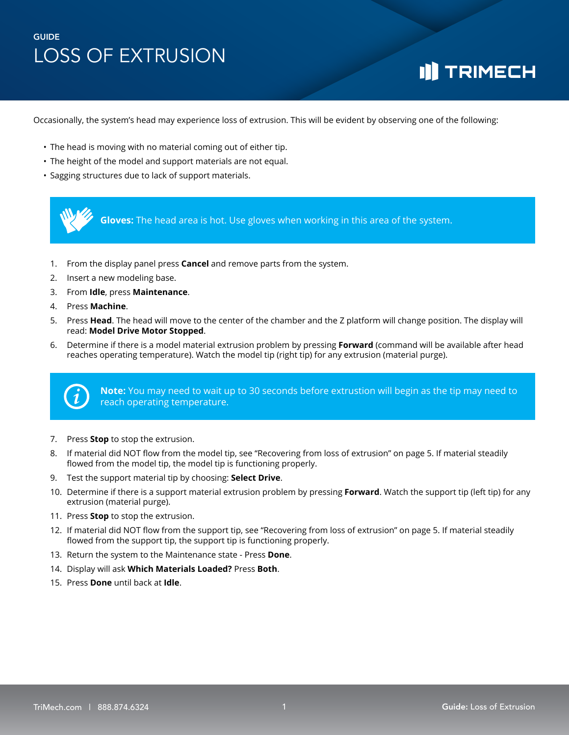GUIDE

# LOSS OF EXTRUSION

Occasionally, the system's head may experience loss of extrusion. This will be evident by observing one of the following:

- The head is moving with no material coming out of either tip.
- The height of the model and support materials are not equal.
- Sagging structures due to lack of support materials.

**Gloves:** The head area is hot. Use gloves when working in this area of the system.

1. From the display panel press **Cancel** and remove parts from the system.
2. Insert a new modeling base.
3. From **Idle**, press **Maintenance**.
4. Press **Machine**.
5. Press **Head**. The head will move to the center of the chamber and the Z platform will change position. The display will read: **Model Drive Motor Stopped**.
6. Determine if there is a model material extrusion problem by pressing **Forward** (command will be available after head reaches operating temperature). Watch the model tip (right tip) for any extrusion (material purge).

**Note:** You may need to wait up to 30 seconds before extrusion will begin as the tip may need to reach operating temperature.

7. Press **Stop** to stop the extrusion.
8. If material did NOT flow from the model tip, see "Recovering from loss of extrusion" on page 5. If material steadily flowed from the model tip, the model tip is functioning properly.
9. Test the support material tip by choosing: **Select Drive**.
10. Determine if there is a support material extrusion problem by pressing **Forward**. Watch the support tip (left tip) for any extrusion (material purge).
11. Press **Stop** to stop the extrusion.
12. If material did NOT flow from the support tip, see "Recovering from loss of extrusion" on page 5. If material steadily flowed from the support tip, the support tip is functioning properly.
13. Return the system to the Maintenance state - Press **Done**.
14. Display will ask **Which Materials Loaded?** Press **Both**.
15. Press **Done** until back at **Idle**.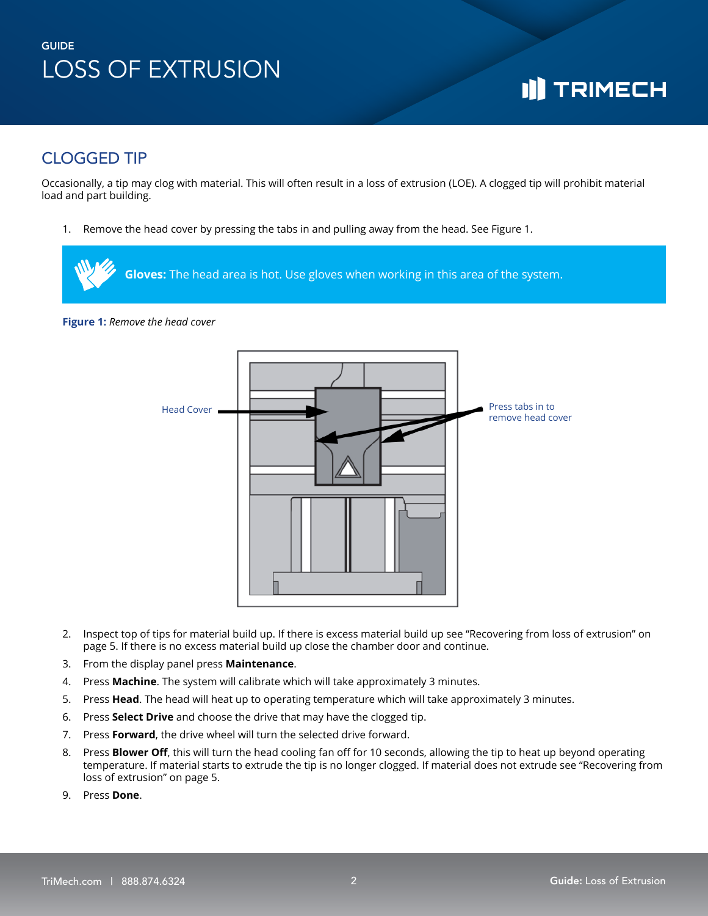## CLOGGED TIP

Occasionally, a tip may clog with material. This will often result in a loss of extrusion (LOE). A clogged tip will prohibit material load and part building.

1. Remove the head cover by pressing the tabs in and pulling away from the head. See Figure 1.

**Gloves:** The head area is hot. Use gloves when working in this area of the system.

**Figure 1:** *Remove the head cover*

Head Cover

Press tabs in to remove head cover

2. Inspect top of tips for material build up. If there is excess material build up see "Recovering from loss of extrusion" on page 5. If there is no excess material build up close the chamber door and continue.
3. From the display panel press **Maintenance**.
4. Press **Machine**. The system will calibrate which will take approximately 3 minutes.
5. Press **Head**. The head will heat up to operating temperature which will take approximately 3 minutes.
6. Press **Select Drive** and choose the drive that may have the clogged tip.
7. Press **Forward**, the drive wheel will turn the selected drive forward.
8. Press **Blower Off**, this will turn the head cooling fan off for 10 seconds, allowing the tip to heat up beyond operating temperature. If material starts to extrude the tip is no longer clogged. If material does not extrude see "Recovering from loss of extrusion" on page 5.
9. Press **Done**.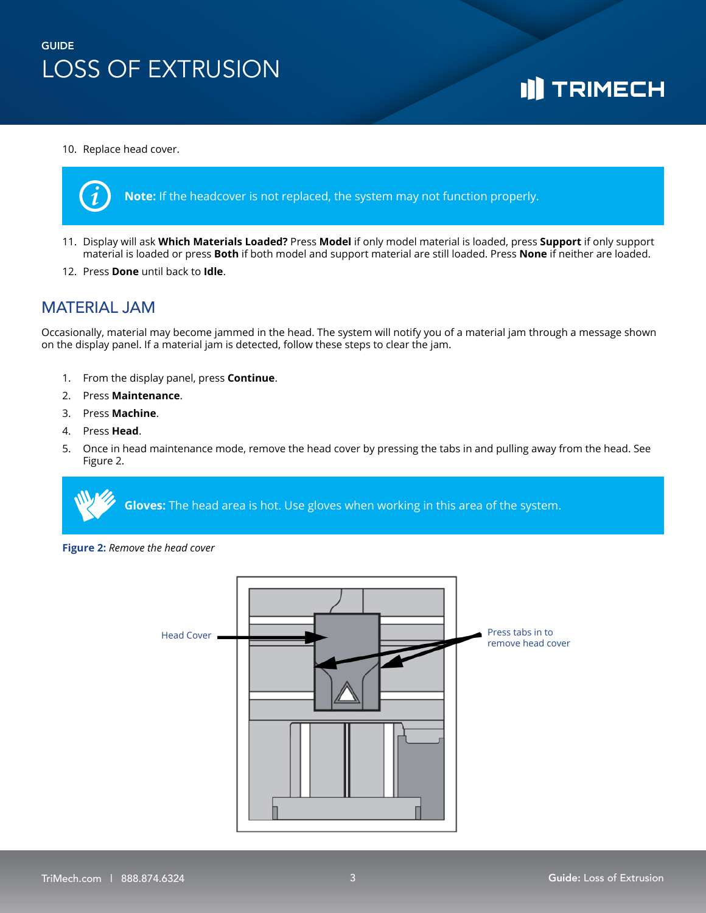10. Replace head cover.

**Note:** If the headcover is not replaced, the system may not function properly.

11. Display will ask **Which Materials Loaded?** Press **Model** if only model material is loaded, press **Support** if only support material is loaded or press **Both** if both model and support material are still loaded. Press **None** if neither are loaded.
12. Press **Done** until back to **Idle**.

## MATERIAL JAM

Occasionally, material may become jammed in the head. The system will notify you of a material jam through a message shown on the display panel. If a material jam is detected, follow these steps to clear the jam.

1. From the display panel, press **Continue**.
2. Press **Maintenance**.
3. Press **Machine**.
4. Press **Head**.
5. Once in head maintenance mode, remove the head cover by pressing the tabs in and pulling away from the head. See Figure 2.

**Gloves:** The head area is hot. Use gloves when working in this area of the system.

**Figure 2:** *Remove the head cover*

Head Cover

Press tabs in to remove head cover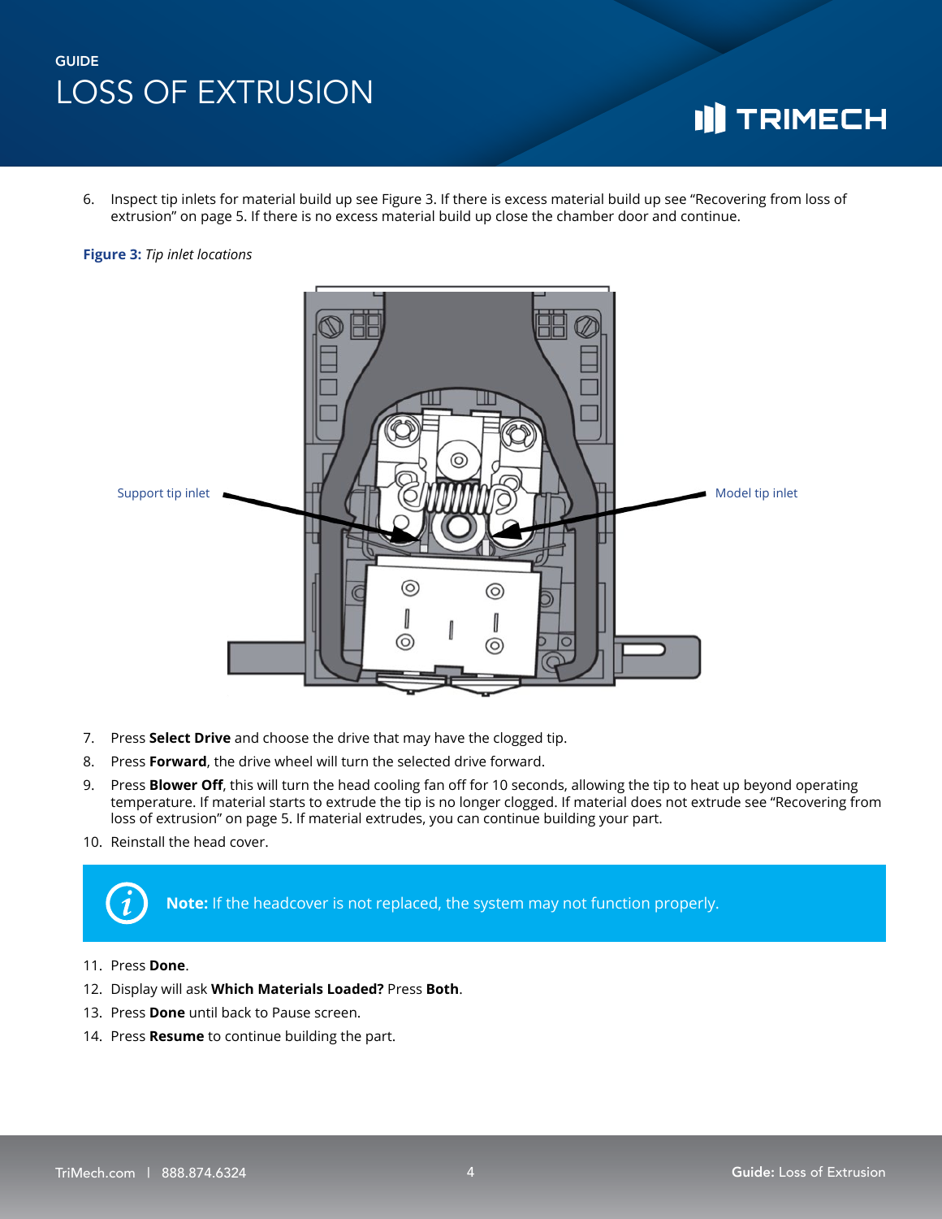6. Inspect tip inlets for material build up see Figure 3. If there is excess material build up see "Recovering from loss of extrusion" on page 5. If there is no excess material build up close the chamber door and continue.

**Figure 3:** *Tip inlet locations*

Support tip inlet

Model tip inlet

7. Press **Select Drive** and choose the drive that may have the clogged tip.
8. Press **Forward**, the drive wheel will turn the selected drive forward.
9. Press **Blower Off**, this will turn the head cooling fan off for 10 seconds, allowing the tip to heat up beyond operating temperature. If material starts to extrude the tip is no longer clogged. If material does not extrude see "Recovering from loss of extrusion" on page 5. If material extrudes, you can continue building your part.
10. Reinstall the head cover.

> **Note:** If the headcover is not replaced, the system may not function properly.

11. Press **Done**.
12. Display will ask **Which Materials Loaded?** Press **Both**.
13. Press **Done** until back to Pause screen.
14. Press **Resume** to continue building the part.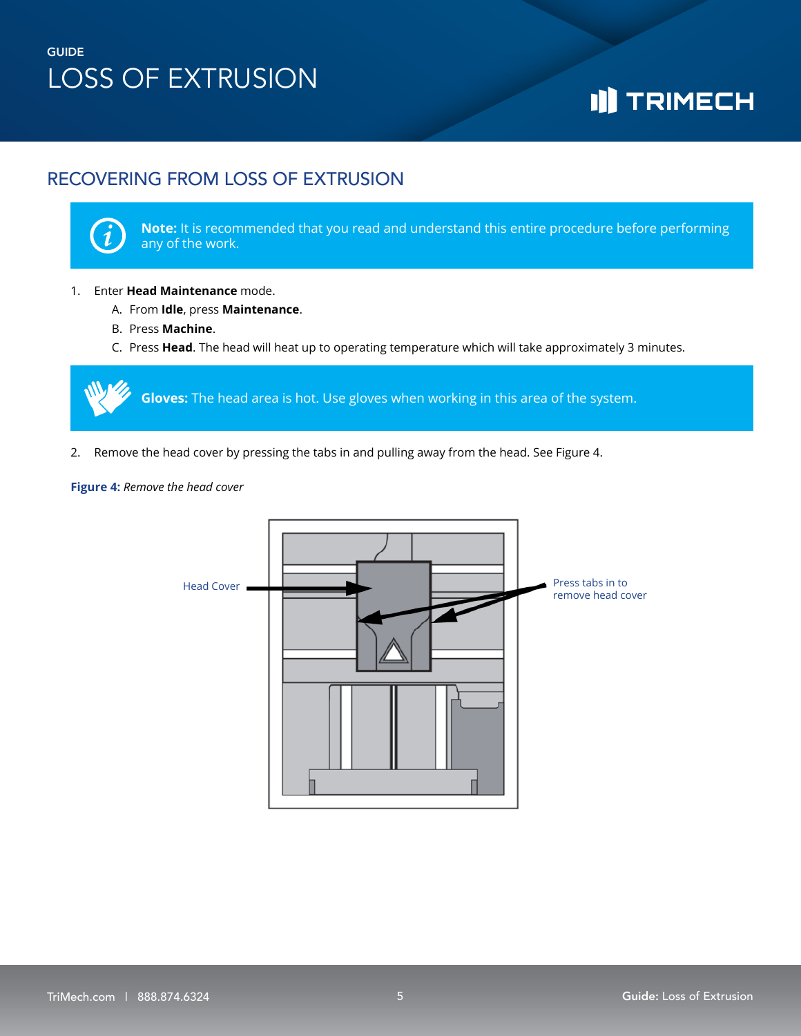## RECOVERING FROM LOSS OF EXTRUSION

> **Note:** It is recommended that you read and understand this entire procedure before performing any of the work.

1. Enter **Head Maintenance** mode.
   A. From **Idle**, press **Maintenance**.
   B. Press **Machine**.
   C. Press **Head**. The head will heat up to operating temperature which will take approximately 3 minutes.

> **Gloves:** The head area is hot. Use gloves when working in this area of the system.

2. Remove the head cover by pressing the tabs in and pulling away from the head. See Figure 4.

**Figure 4:** *Remove the head cover*

Head Cover

Press tabs in to remove head cover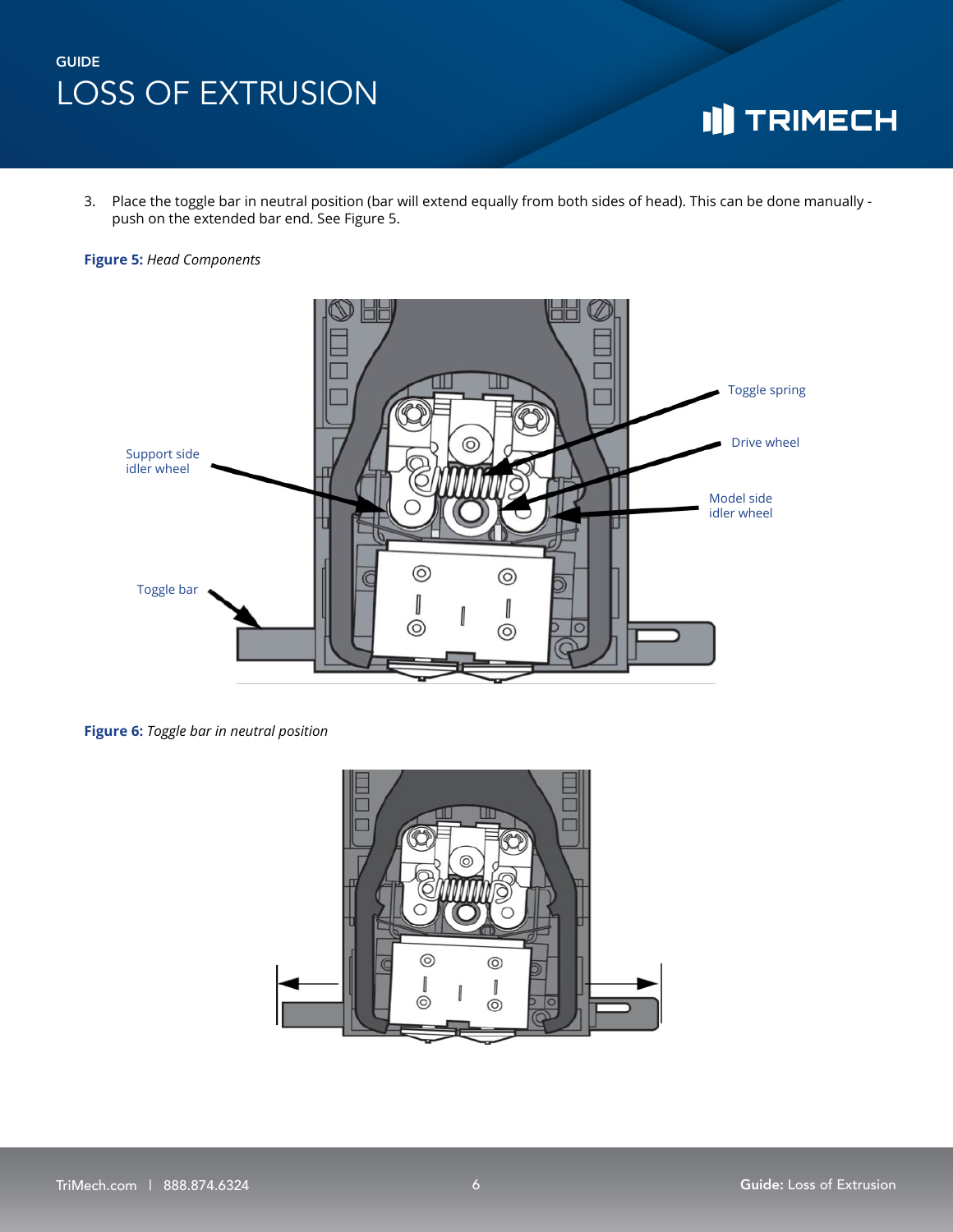3. Place the toggle bar in neutral position (bar will extend equally from both sides of head). This can be done manually - push on the extended bar end. See Figure 5.

**Figure 5:** *Head Components*

Toggle spring

Drive wheel

Support side idler wheel

Model side idler wheel

Toggle bar

**Figure 6:** *Toggle bar in neutral position*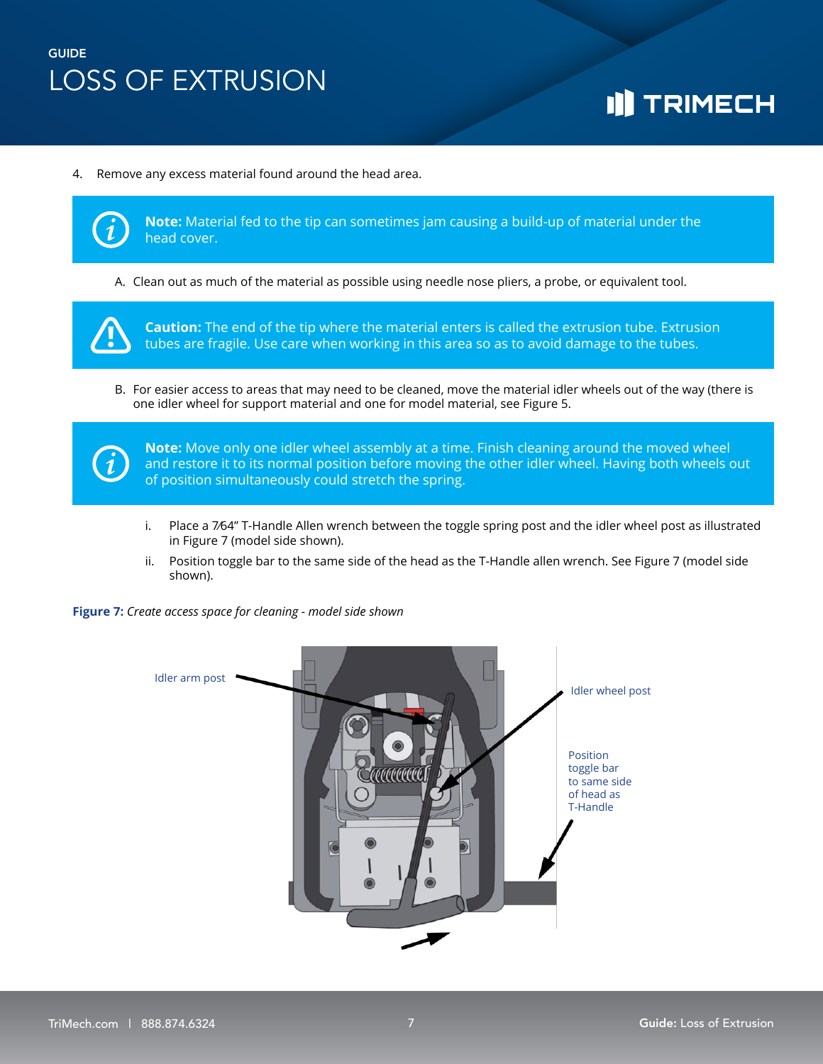4. Remove any excess material found around the head area.

> **Note:** Material fed to the tip can sometimes jam causing a build-up of material under the head cover.

A. Clean out as much of the material as possible using needle nose pliers, a probe, or equivalent tool.

> **Caution:** The end of the tip where the material enters is called the extrusion tube. Extrusion tubes are fragile. Use care when working in this area so as to avoid damage to the tubes.

B. For easier access to areas that may need to be cleaned, move the material idler wheels out of the way (there is one idler wheel for support material and one for model material, see Figure 5.

> **Note:** Move only one idler wheel assembly at a time. Finish cleaning around the moved wheel and restore it to its normal position before moving the other idler wheel. Having both wheels out of position simultaneously could stretch the spring.

i. Place a 7⁄64" T-Handle Allen wrench between the toggle spring post and the idler wheel post as illustrated in Figure 7 (model side shown).

ii. Position toggle bar to the same side of the head as the T-Handle allen wrench. See Figure 7 (model side shown).

**Figure 7:** *Create access space for cleaning - model side shown*

Idler arm post

Idler wheel post

Position toggle bar to same side of head as T-Handle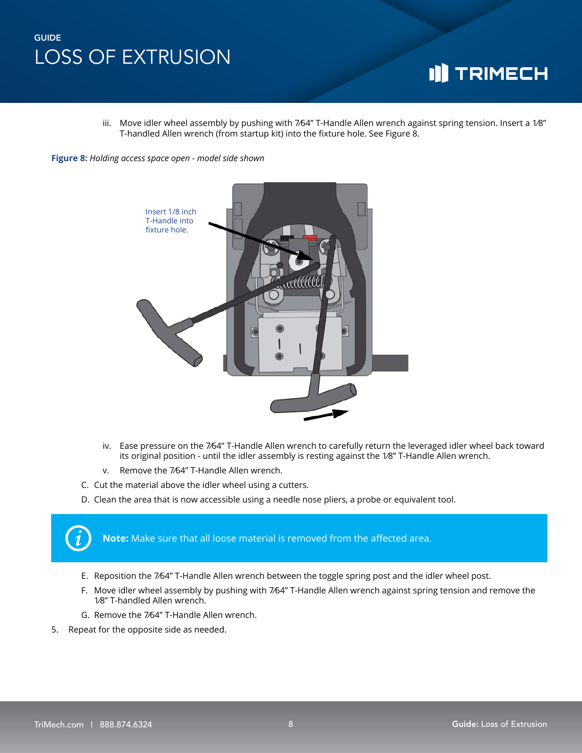iii. Move idler wheel assembly by pushing with 7⁄64" T-Handle Allen wrench against spring tension. Insert a 1⁄8" T-handled Allen wrench (from startup kit) into the fixture hole. See Figure 8.

**Figure 8:** *Holding access space open - model side shown*

Insert 1/8 inch T-Handle into fixture hole.

iv. Ease pressure on the 7⁄64" T-Handle Allen wrench to carefully return the leveraged idler wheel back toward its original position - until the idler assembly is resting against the 1⁄8" T-Handle Allen wrench.

v. Remove the 7⁄64" T-Handle Allen wrench.

C. Cut the material above the idler wheel using a cutters.

D. Clean the area that is now accessible using a needle nose pliers, a probe or equivalent tool.

> **Note:** Make sure that all loose material is removed from the affected area.

E. Reposition the 7⁄64" T-Handle Allen wrench between the toggle spring post and the idler wheel post.

F. Move idler wheel assembly by pushing with 7⁄64" T-Handle Allen wrench against spring tension and remove the 1⁄8" T-handled Allen wrench.

G. Remove the 7⁄64" T-Handle Allen wrench.

5. Repeat for the opposite side as needed.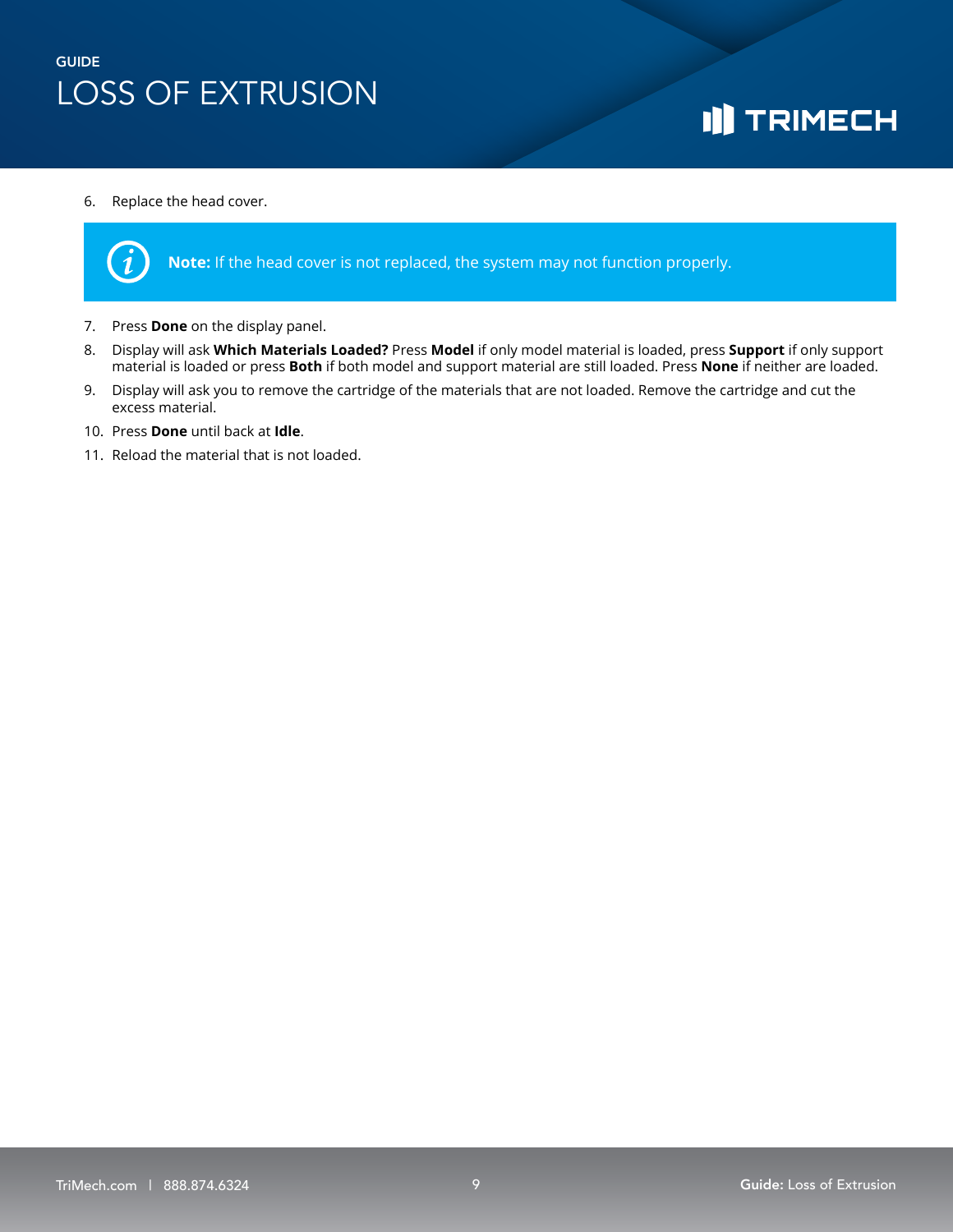6. Replace the head cover.

**Note:** If the head cover is not replaced, the system may not function properly.

7. Press **Done** on the display panel.
8. Display will ask **Which Materials Loaded?** Press **Model** if only model material is loaded, press **Support** if only support material is loaded or press **Both** if both model and support material are still loaded. Press **None** if neither are loaded.
9. Display will ask you to remove the cartridge of the materials that are not loaded. Remove the cartridge and cut the excess material.
10. Press **Done** until back at **Idle**.
11. Reload the material that is not loaded.